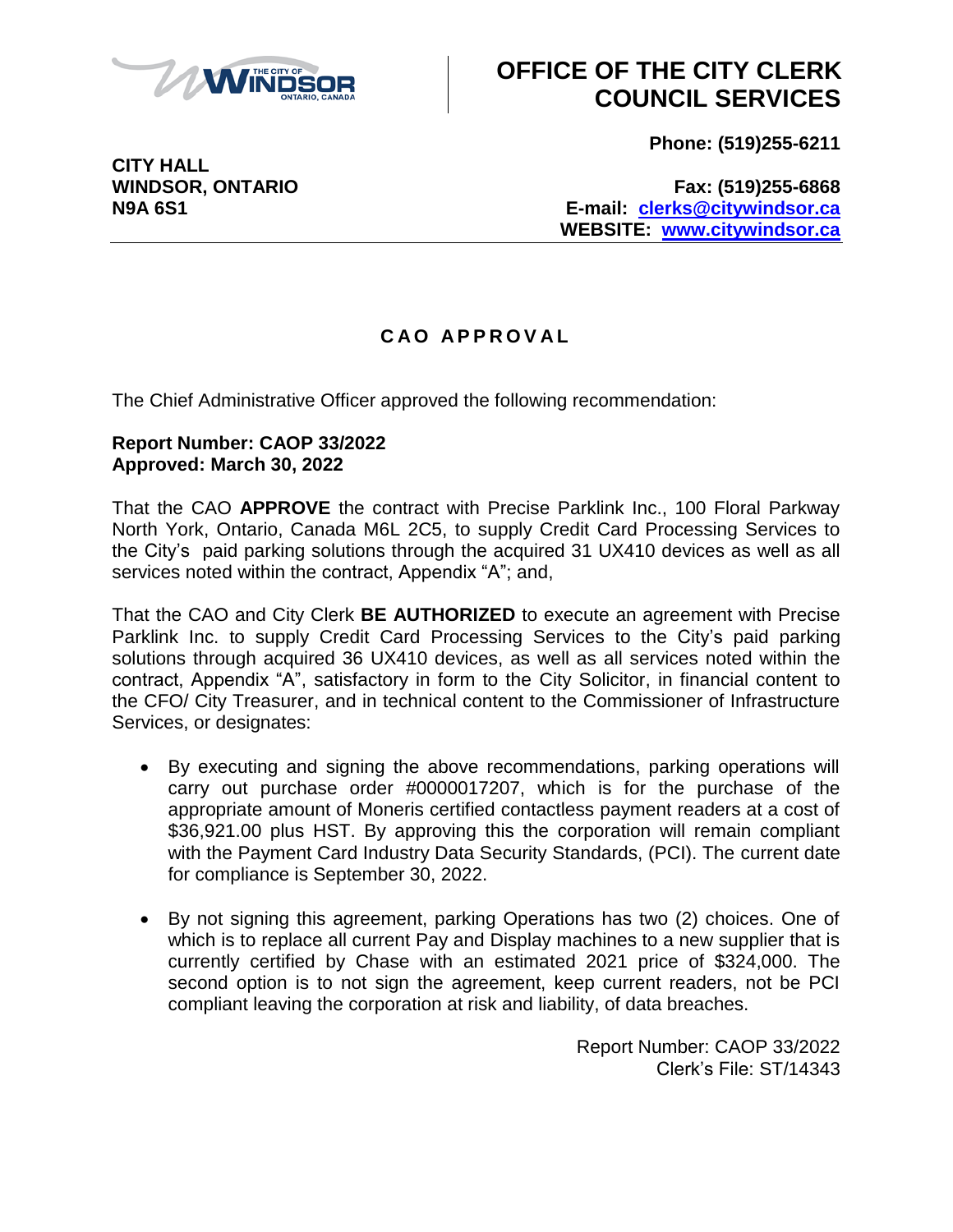# OFFICE OF THE CITY CLERK COUNCIL SERVICES

**CITY HALL**
**WINDSOR, ONTARIO**
**N9A 6S1**

**Phone: (519)255-6211**

**Fax: (519)255-6868**
**E-mail: clerks@citywindsor.ca**
**WEBSITE: www.citywindsor.ca**

## CAO APPROVAL

The Chief Administrative Officer approved the following recommendation:

**Report Number: CAOP 33/2022**
**Approved: March 30, 2022**

That the CAO **APPROVE** the contract with Precise Parklink Inc., 100 Floral Parkway North York, Ontario, Canada M6L 2C5, to supply Credit Card Processing Services to the City's paid parking solutions through the acquired 31 UX410 devices as well as all services noted within the contract, Appendix "A"; and,

That the CAO and City Clerk **BE AUTHORIZED** to execute an agreement with Precise Parklink Inc. to supply Credit Card Processing Services to the City's paid parking solutions through acquired 36 UX410 devices, as well as all services noted within the contract, Appendix "A", satisfactory in form to the City Solicitor, in financial content to the CFO/ City Treasurer, and in technical content to the Commissioner of Infrastructure Services, or designates:

- By executing and signing the above recommendations, parking operations will carry out purchase order #0000017207, which is for the purchase of the appropriate amount of Moneris certified contactless payment readers at a cost of $36,921.00 plus HST. By approving this the corporation will remain compliant with the Payment Card Industry Data Security Standards, (PCI). The current date for compliance is September 30, 2022.
- By not signing this agreement, parking Operations has two (2) choices. One of which is to replace all current Pay and Display machines to a new supplier that is currently certified by Chase with an estimated 2021 price of $324,000. The second option is to not sign the agreement, keep current readers, not be PCI compliant leaving the corporation at risk and liability, of data breaches.

Report Number: CAOP 33/2022
Clerk's File: ST/14343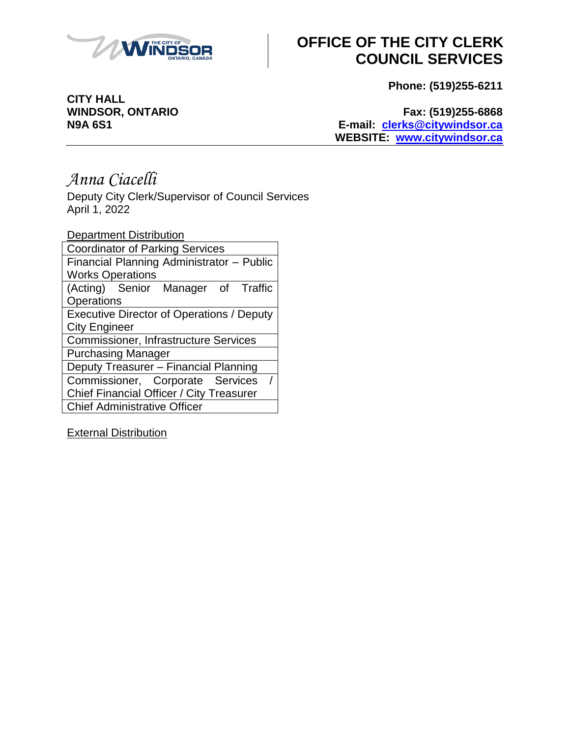**OFFICE OF THE CITY CLERK**
**COUNCIL SERVICES**

**Phone: (519)255-6211**

**CITY HALL**
**WINDSOR, ONTARIO**
**N9A 6S1**

**Fax: (519)255-6868**
**E-mail: clerks@citywindsor.ca**
**WEBSITE: www.citywindsor.ca**

---

*Anna Ciacelli*
Deputy City Clerk/Supervisor of Council Services
April 1, 2022

Department Distribution

| |
|---|
| Coordinator of Parking Services |
| Financial Planning Administrator – Public Works Operations |
| (Acting) Senior Manager of Traffic Operations |
| Executive Director of Operations / Deputy City Engineer |
| Commissioner, Infrastructure Services |
| Purchasing Manager |
| Deputy Treasurer – Financial Planning |
| Commissioner, Corporate Services / Chief Financial Officer / City Treasurer |
| Chief Administrative Officer |

External Distribution